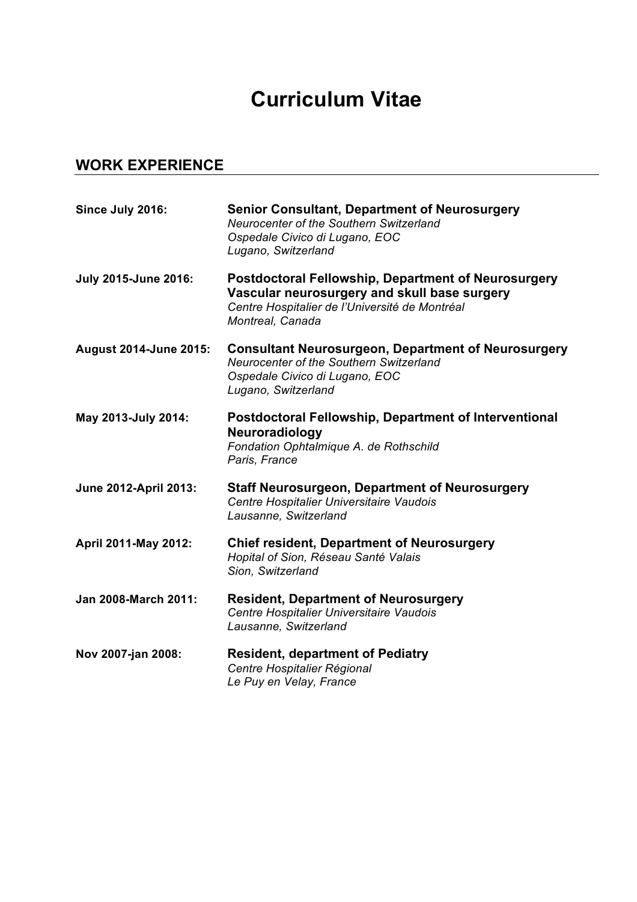# Curriculum Vitae

## WORK EXPERIENCE

**Since July 2016:** **Senior Consultant, Department of Neurosurgery**
*Neurocenter of the Southern Switzerland*
*Ospedale Civico di Lugano, EOC*
*Lugano, Switzerland*

**July 2015-June 2016:** **Postdoctoral Fellowship, Department of Neurosurgery**
**Vascular neurosurgery and skull base surgery**
*Centre Hospitalier de l'Université de Montréal*
*Montreal, Canada*

**August 2014-June 2015:** **Consultant Neurosurgeon, Department of Neurosurgery**
*Neurocenter of the Southern Switzerland*
*Ospedale Civico di Lugano, EOC*
*Lugano, Switzerland*

**May 2013-July 2014:** **Postdoctoral Fellowship, Department of Interventional Neuroradiology**
*Fondation Ophtalmique A. de Rothschild*
*Paris, France*

**June 2012-April 2013:** **Staff Neurosurgeon, Department of Neurosurgery**
*Centre Hospitalier Universitaire Vaudois*
*Lausanne, Switzerland*

**April 2011-May 2012:** **Chief resident, Department of Neurosurgery**
*Hopital of Sion, Réseau Santé Valais*
*Sion, Switzerland*

**Jan 2008-March 2011:** **Resident, Department of Neurosurgery**
*Centre Hospitalier Universitaire Vaudois*
*Lausanne, Switzerland*

**Nov 2007-jan 2008:** **Resident, department of Pediatry**
*Centre Hospitalier Régional*
*Le Puy en Velay, France*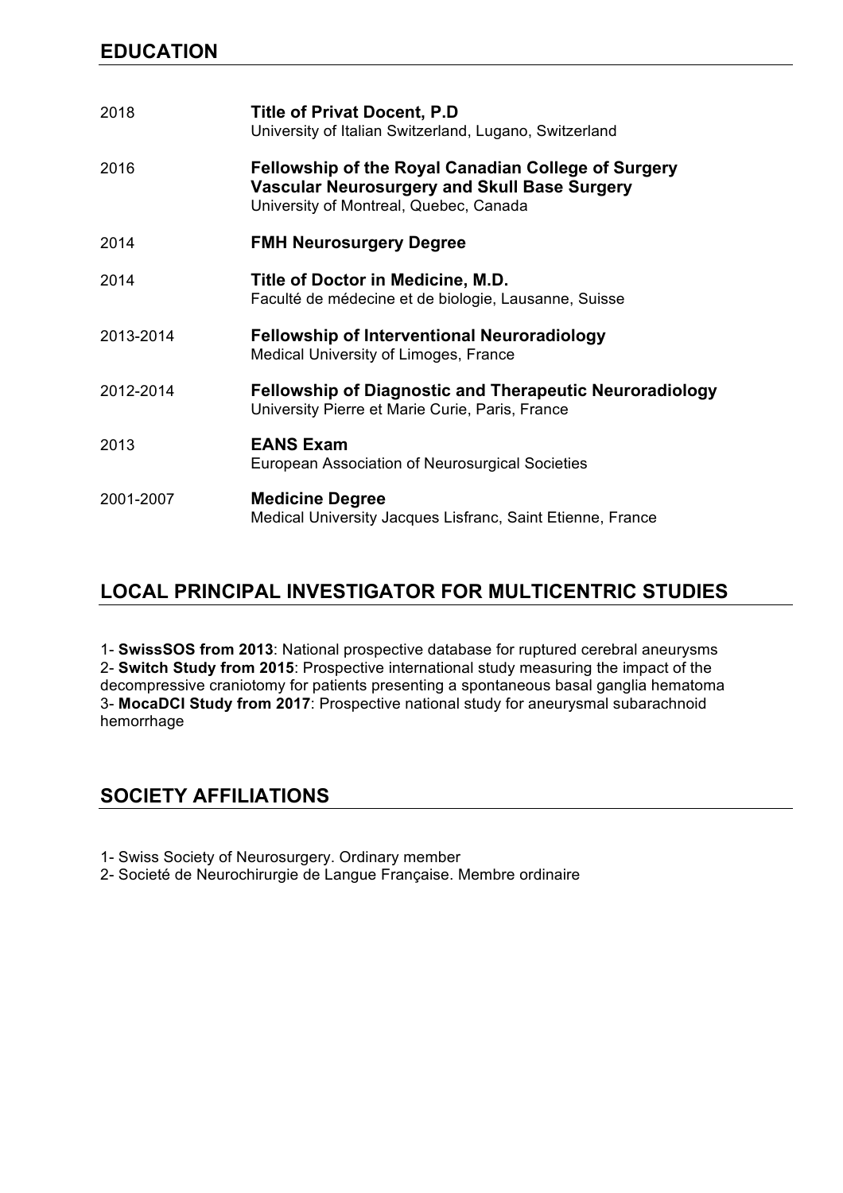## EDUCATION

| | |
|---|---|
| 2018 | **Title of Privat Docent, P.D**<br>University of Italian Switzerland, Lugano, Switzerland |
| 2016 | **Fellowship of the Royal Canadian College of Surgery**<br>**Vascular Neurosurgery and Skull Base Surgery**<br>University of Montreal, Quebec, Canada |
| 2014 | **FMH Neurosurgery Degree** |
| 2014 | **Title of Doctor in Medicine, M.D.**<br>Faculté de médecine et de biologie, Lausanne, Suisse |
| 2013-2014 | **Fellowship of Interventional Neuroradiology**<br>Medical University of Limoges, France |
| 2012-2014 | **Fellowship of Diagnostic and Therapeutic Neuroradiology**<br>University Pierre et Marie Curie, Paris, France |
| 2013 | **EANS Exam**<br>European Association of Neurosurgical Societies |
| 2001-2007 | **Medicine Degree**<br>Medical University Jacques Lisfranc, Saint Etienne, France |

## LOCAL PRINCIPAL INVESTIGATOR FOR MULTICENTRIC STUDIES

1- **SwissSOS from 2013**: National prospective database for ruptured cerebral aneurysms
2- **Switch Study from 2015**: Prospective international study measuring the impact of the decompressive craniotomy for patients presenting a spontaneous basal ganglia hematoma
3- **MocaDCI Study from 2017**: Prospective national study for aneurysmal subarachnoid hemorrhage

## SOCIETY AFFILIATIONS

1- Swiss Society of Neurosurgery. Ordinary member
2- Societé de Neurochirurgie de Langue Française. Membre ordinaire